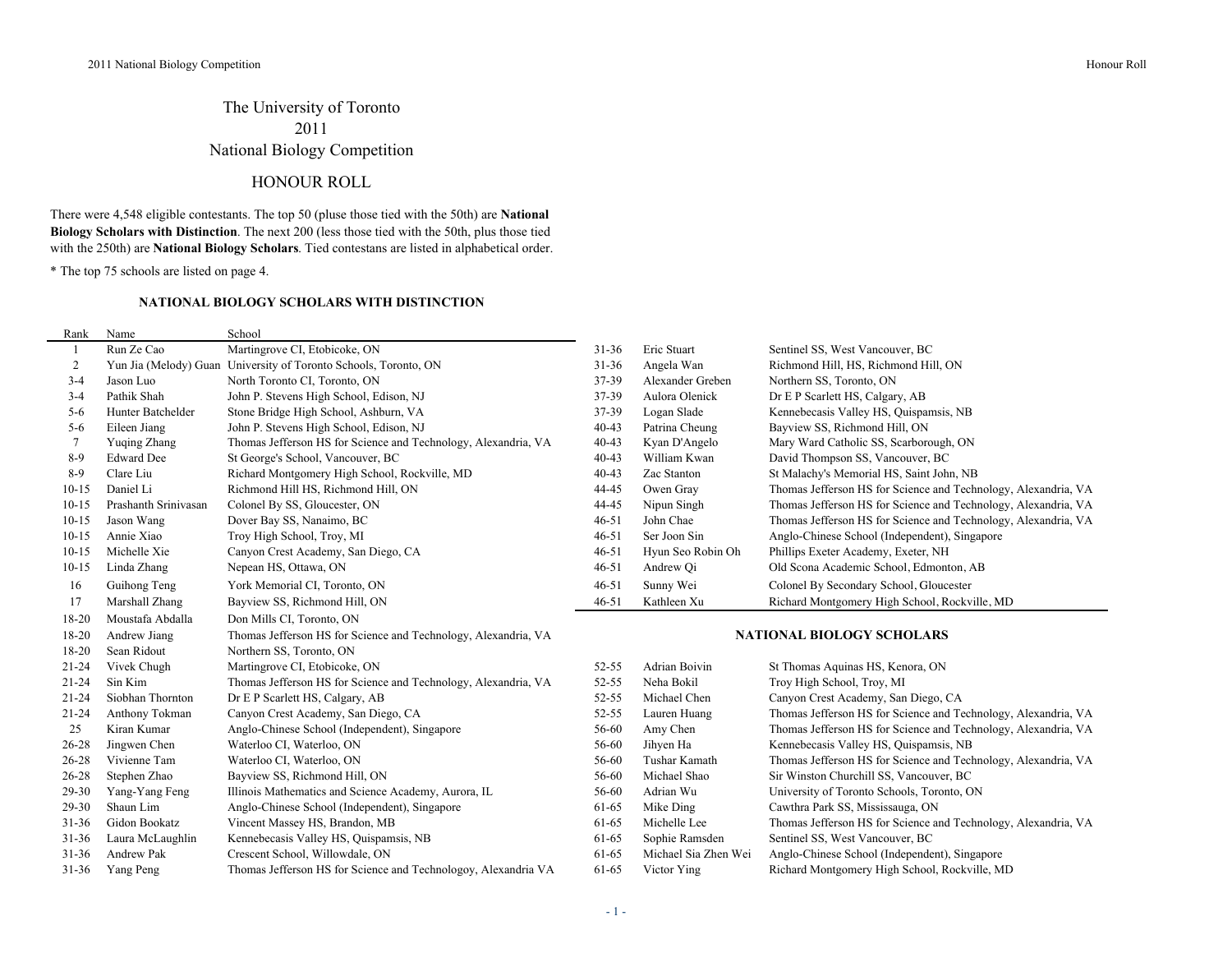# The University of Toronto
# 2011
# National Biology Competition

## HONOUR ROLL

There were 4,548 eligible contestants. The top 50 (pluse those tied with the 50th) are **National Biology Scholars with Distinction**. The next 200 (less those tied with the 50th, plus those tied with the 250th) are **National Biology Scholars**. Tied contestans are listed in alphabetical order.

* The top 75 schools are listed on page 4.

### NATIONAL BIOLOGY SCHOLARS WITH DISTINCTION

| Rank | Name | School |
|---|---|---|
| 1 | Run Ze Cao | Martingrove CI, Etobicoke, ON |
| 2 | Yun Jia (Melody) Guan | University of Toronto Schools, Toronto, ON |
| 3-4 | Jason Luo | North Toronto CI, Toronto, ON |
| 3-4 | Pathik Shah | John P. Stevens High School, Edison, NJ |
| 5-6 | Hunter Batchelder | Stone Bridge High School, Ashburn, VA |
| 5-6 | Eileen Jiang | John P. Stevens High School, Edison, NJ |
| 7 | Yuqing Zhang | Thomas Jefferson HS for Science and Technology, Alexandria, VA |
| 8-9 | Edward Dee | St George's School, Vancouver, BC |
| 8-9 | Clare Liu | Richard Montgomery High School, Rockville, MD |
| 10-15 | Daniel Li | Richmond Hill HS, Richmond Hill, ON |
| 10-15 | Prashanth Srinivasan | Colonel By SS, Gloucester, ON |
| 10-15 | Jason Wang | Dover Bay SS, Nanaimo, BC |
| 10-15 | Annie Xiao | Troy High School, Troy, MI |
| 10-15 | Michelle Xie | Canyon Crest Academy, San Diego, CA |
| 10-15 | Linda Zhang | Nepean HS, Ottawa, ON |
| 16 | Guihong Teng | York Memorial CI, Toronto, ON |
| 17 | Marshall Zhang | Bayview SS, Richmond Hill, ON |
| 18-20 | Moustafa Abdalla | Don Mills CI, Toronto, ON |
| 18-20 | Andrew Jiang | Thomas Jefferson HS for Science and Technology, Alexandria, VA |
| 18-20 | Sean Ridout | Northern SS, Toronto, ON |
| 21-24 | Vivek Chugh | Martingrove CI, Etobicoke, ON |
| 21-24 | Sin Kim | Thomas Jefferson HS for Science and Technology, Alexandria, VA |
| 21-24 | Siobhan Thornton | Dr E P Scarlett HS, Calgary, AB |
| 21-24 | Anthony Tokman | Canyon Crest Academy, San Diego, CA |
| 25 | Kiran Kumar | Anglo-Chinese School (Independent), Singapore |
| 26-28 | Jingwen Chen | Waterloo CI, Waterloo, ON |
| 26-28 | Vivienne Tam | Waterloo CI, Waterloo, ON |
| 26-28 | Stephen Zhao | Bayview SS, Richmond Hill, ON |
| 29-30 | Yang-Yang Feng | Illinois Mathematics and Science Academy, Aurora, IL |
| 29-30 | Shaun Lim | Anglo-Chinese School (Independent), Singapore |
| 31-36 | Gidon Bookatz | Vincent Massey HS, Brandon, MB |
| 31-36 | Laura McLaughlin | Kennebecasis Valley HS, Quispamsis, NB |
| 31-36 | Andrew Pak | Crescent School, Willowdale, ON |
| 31-36 | Yang Peng | Thomas Jefferson HS for Science and Technologoy, Alexandria VA |
| 31-36 | Eric Stuart | Sentinel SS, West Vancouver, BC |
| 31-36 | Angela Wan | Richmond Hill, HS, Richmond Hill, ON |
| 37-39 | Alexander Greben | Northern SS, Toronto, ON |
| 37-39 | Aulora Olenick | Dr E P Scarlett HS, Calgary, AB |
| 37-39 | Logan Slade | Kennebecasis Valley HS, Quispamsis, NB |
| 40-43 | Patrina Cheung | Bayview SS, Richmond Hill, ON |
| 40-43 | Kyan D'Angelo | Mary Ward Catholic SS, Scarborough, ON |
| 40-43 | William Kwan | David Thompson SS, Vancouver, BC |
| 40-43 | Zac Stanton | St Malachy's Memorial HS, Saint John, NB |
| 44-45 | Owen Gray | Thomas Jefferson HS for Science and Technology, Alexandria, VA |
| 44-45 | Nipun Singh | Thomas Jefferson HS for Science and Technology, Alexandria, VA |
| 46-51 | John Chae | Thomas Jefferson HS for Science and Technology, Alexandria, VA |
| 46-51 | Ser Joon Sin | Anglo-Chinese School (Independent), Singapore |
| 46-51 | Hyun Seo Robin Oh | Phillips Exeter Academy, Exeter, NH |
| 46-51 | Andrew Qi | Old Scona Academic School, Edmonton, AB |
| 46-51 | Sunny Wei | Colonel By Secondary School, Gloucester |
| 46-51 | Kathleen Xu | Richard Montgomery High School, Rockville, MD |

### NATIONAL BIOLOGY SCHOLARS

| Rank | Name | School |
|---|---|---|
| 52-55 | Adrian Boivin | St Thomas Aquinas HS, Kenora, ON |
| 52-55 | Neha Bokil | Troy High School, Troy, MI |
| 52-55 | Michael Chen | Canyon Crest Academy, San Diego, CA |
| 52-55 | Lauren Huang | Thomas Jefferson HS for Science and Technology, Alexandria, VA |
| 56-60 | Amy Chen | Thomas Jefferson HS for Science and Technology, Alexandria, VA |
| 56-60 | Jihyen Ha | Kennebecasis Valley HS, Quispamsis, NB |
| 56-60 | Tushar Kamath | Thomas Jefferson HS for Science and Technology, Alexandria, VA |
| 56-60 | Michael Shao | Sir Winston Churchill SS, Vancouver, BC |
| 56-60 | Adrian Wu | University of Toronto Schools, Toronto, ON |
| 61-65 | Mike Ding | Cawthra Park SS, Mississauga, ON |
| 61-65 | Michelle Lee | Thomas Jefferson HS for Science and Technology, Alexandria, VA |
| 61-65 | Sophie Ramsden | Sentinel SS, West Vancouver, BC |
| 61-65 | Michael Sia Zhen Wei | Anglo-Chinese School (Independent), Singapore |
| 61-65 | Victor Ying | Richard Montgomery High School, Rockville, MD |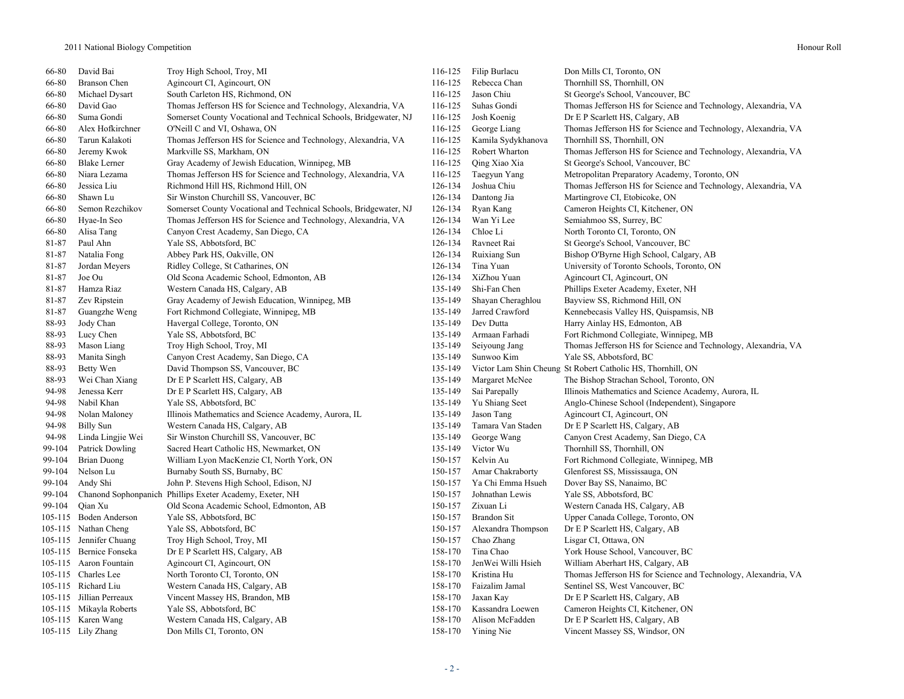| Rank | Name | School |
|---|---|---|
| 66-80 | David Bai | Troy High School, Troy, MI |
| 66-80 | Branson Chen | Agincourt CI, Agincourt, ON |
| 66-80 | Michael Dysart | South Carleton HS, Richmond, ON |
| 66-80 | David Gao | Thomas Jefferson HS for Science and Technology, Alexandria, VA |
| 66-80 | Suma Gondi | Somerset County Vocational and Technical Schools, Bridgewater, NJ |
| 66-80 | Alex Hofkirchner | O'Neill C and VI, Oshawa, ON |
| 66-80 | Tarun Kalakoti | Thomas Jefferson HS for Science and Technology, Alexandria, VA |
| 66-80 | Jeremy Kwok | Markville SS, Markham, ON |
| 66-80 | Blake Lerner | Gray Academy of Jewish Education, Winnipeg, MB |
| 66-80 | Niara Lezama | Thomas Jefferson HS for Science and Technology, Alexandria, VA |
| 66-80 | Jessica Liu | Richmond Hill HS, Richmond Hill, ON |
| 66-80 | Shawn Lu | Sir Winston Churchill SS, Vancouver, BC |
| 66-80 | Semon Rezchikov | Somerset County Vocational and Technical Schools, Bridgewater, NJ |
| 66-80 | Hyae-In Seo | Thomas Jefferson HS for Science and Technology, Alexandria, VA |
| 66-80 | Alisa Tang | Canyon Crest Academy, San Diego, CA |
| 81-87 | Paul Ahn | Yale SS, Abbotsford, BC |
| 81-87 | Natalia Fong | Abbey Park HS, Oakville, ON |
| 81-87 | Jordan Meyers | Ridley College, St Catharines, ON |
| 81-87 | Joe Ou | Old Scona Academic School, Edmonton, AB |
| 81-87 | Hamza Riaz | Western Canada HS, Calgary, AB |
| 81-87 | Zev Ripstein | Gray Academy of Jewish Education, Winnipeg, MB |
| 81-87 | Guangzhe Weng | Fort Richmond Collegiate, Winnipeg, MB |
| 88-93 | Jody Chan | Havergal College, Toronto, ON |
| 88-93 | Lucy Chen | Yale SS, Abbotsford, BC |
| 88-93 | Mason Liang | Troy High School, Troy, MI |
| 88-93 | Manita Singh | Canyon Crest Academy, San Diego, CA |
| 88-93 | Betty Wen | David Thompson SS, Vancouver, BC |
| 88-93 | Wei Chan Xiang | Dr E P Scarlett HS, Calgary, AB |
| 94-98 | Jenessa Kerr | Dr E P Scarlett HS, Calgary, AB |
| 94-98 | Nabil Khan | Yale SS, Abbotsford, BC |
| 94-98 | Nolan Maloney | Illinois Mathematics and Science Academy, Aurora, IL |
| 94-98 | Billy Sun | Western Canada HS, Calgary, AB |
| 94-98 | Linda Lingjie Wei | Sir Winston Churchill SS, Vancouver, BC |
| 99-104 | Patrick Dowling | Sacred Heart Catholic HS, Newmarket, ON |
| 99-104 | Brian Duong | William Lyon MacKenzie CI, North York, ON |
| 99-104 | Nelson Lu | Burnaby South SS, Burnaby, BC |
| 99-104 | Andy Shi | John P. Stevens High School, Edison, NJ |
| 99-104 | Chanond Sophonpanich | Phillips Exeter Academy, Exeter, NH |
| 99-104 | Qian Xu | Old Scona Academic School, Edmonton, AB |
| 105-115 | Boden Anderson | Yale SS, Abbotsford, BC |
| 105-115 | Nathan Cheng | Yale SS, Abbotsford, BC |
| 105-115 | Jennifer Chuang | Troy High School, Troy, MI |
| 105-115 | Bernice Fonseka | Dr E P Scarlett HS, Calgary, AB |
| 105-115 | Aaron Fountain | Agincourt CI, Agincourt, ON |
| 105-115 | Charles Lee | North Toronto CI, Toronto, ON |
| 105-115 | Richard Liu | Western Canada HS, Calgary, AB |
| 105-115 | Jillian Perreaux | Vincent Massey HS, Brandon, MB |
| 105-115 | Mikayla Roberts | Yale SS, Abbotsford, BC |
| 105-115 | Karen Wang | Western Canada HS, Calgary, AB |
| 105-115 | Lily Zhang | Don Mills CI, Toronto, ON |
| 116-125 | Filip Burlacu | Don Mills CI, Toronto, ON |
| 116-125 | Rebecca Chan | Thornhill SS, Thornhill, ON |
| 116-125 | Jason Chiu | St George's School, Vancouver, BC |
| 116-125 | Suhas Gondi | Thomas Jefferson HS for Science and Technology, Alexandria, VA |
| 116-125 | Josh Koenig | Dr E P Scarlett HS, Calgary, AB |
| 116-125 | George Liang | Thomas Jefferson HS for Science and Technology, Alexandria, VA |
| 116-125 | Kamila Sydykhanova | Thornhill SS, Thornhill, ON |
| 116-125 | Robert Wharton | Thomas Jefferson HS for Science and Technology, Alexandria, VA |
| 116-125 | Qing Xiao Xia | St George's School, Vancouver, BC |
| 116-125 | Taegyun Yang | Metropolitan Preparatory Academy, Toronto, ON |
| 126-134 | Joshua Chiu | Thomas Jefferson HS for Science and Technology, Alexandria, VA |
| 126-134 | Dantong Jia | Martingrove CI, Etobicoke, ON |
| 126-134 | Ryan Kang | Cameron Heights CI, Kitchener, ON |
| 126-134 | Wan Yi Lee | Semiahmoo SS, Surrey, BC |
| 126-134 | Chloe Li | North Toronto CI, Toronto, ON |
| 126-134 | Ravneet Rai | St George's School, Vancouver, BC |
| 126-134 | Ruixiang Sun | Bishop O'Byrne High School, Calgary, AB |
| 126-134 | Tina Yuan | University of Toronto Schools, Toronto, ON |
| 126-134 | XiZhou Yuan | Agincourt CI, Agincourt, ON |
| 135-149 | Shi-Fan Chen | Phillips Exeter Academy, Exeter, NH |
| 135-149 | Shayan Cheraghlou | Bayview SS, Richmond Hill, ON |
| 135-149 | Jarred Crawford | Kennebecasis Valley HS, Quispamsis, NB |
| 135-149 | Dev Dutta | Harry Ainlay HS, Edmonton, AB |
| 135-149 | Armaan Farhadi | Fort Richmond Collegiate, Winnipeg, MB |
| 135-149 | Seiyoung Jang | Thomas Jefferson HS for Science and Technology, Alexandria, VA |
| 135-149 | Sunwoo Kim | Yale SS, Abbotsford, BC |
| 135-149 | Victor Lam Shin Cheung | St Robert Catholic HS, Thornhill, ON |
| 135-149 | Margaret McNee | The Bishop Strachan School, Toronto, ON |
| 135-149 | Sai Parepally | Illinois Mathematics and Science Academy, Aurora, IL |
| 135-149 | Yu Shiang Seet | Anglo-Chinese School (Independent), Singapore |
| 135-149 | Jason Tang | Agincourt CI, Agincourt, ON |
| 135-149 | Tamara Van Staden | Dr E P Scarlett HS, Calgary, AB |
| 135-149 | George Wang | Canyon Crest Academy, San Diego, CA |
| 135-149 | Victor Wu | Thornhill SS, Thornhill, ON |
| 150-157 | Kelvin Au | Fort Richmond Collegiate, Winnipeg, MB |
| 150-157 | Amar Chakraborty | Glenforest SS, Mississauga, ON |
| 150-157 | Ya Chi Emma Hsueh | Dover Bay SS, Nanaimo, BC |
| 150-157 | Johnathan Lewis | Yale SS, Abbotsford, BC |
| 150-157 | Zixuan Li | Western Canada HS, Calgary, AB |
| 150-157 | Brandon Sit | Upper Canada College, Toronto, ON |
| 150-157 | Alexandra Thompson | Dr E P Scarlett HS, Calgary, AB |
| 150-157 | Chao Zhang | Lisgar CI, Ottawa, ON |
| 158-170 | Tina Chao | York House School, Vancouver, BC |
| 158-170 | JenWei Willi Hsieh | William Aberhart HS, Calgary, AB |
| 158-170 | Kristina Hu | Thomas Jefferson HS for Science and Technology, Alexandria, VA |
| 158-170 | Faizalim Jamal | Sentinel SS, West Vancouver, BC |
| 158-170 | Jaxan Kay | Dr E P Scarlett HS, Calgary, AB |
| 158-170 | Kassandra Loewen | Cameron Heights CI, Kitchener, ON |
| 158-170 | Alison McFadden | Dr E P Scarlett HS, Calgary, AB |
| 158-170 | Yining Nie | Vincent Massey SS, Windsor, ON |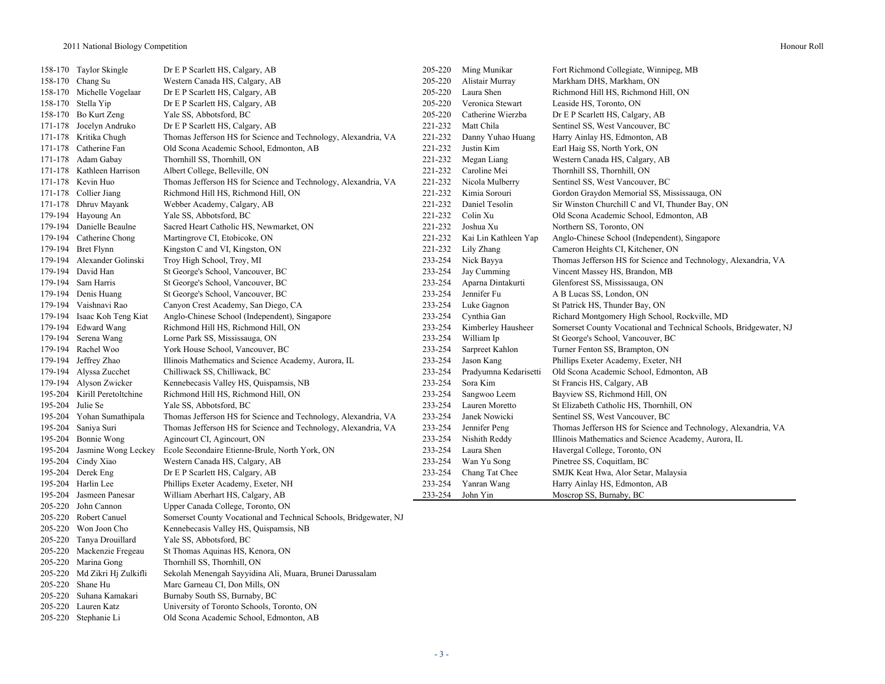| Rank | Name | School |
|---|---|---|
| 158-170 | Taylor Skingle | Dr E P Scarlett HS, Calgary, AB |
| 158-170 | Chang Su | Western Canada HS, Calgary, AB |
| 158-170 | Michelle Vogelaar | Dr E P Scarlett HS, Calgary, AB |
| 158-170 | Stella Yip | Dr E P Scarlett HS, Calgary, AB |
| 158-170 | Bo Kurt Zeng | Yale SS, Abbotsford, BC |
| 171-178 | Jocelyn Andruko | Dr E P Scarlett HS, Calgary, AB |
| 171-178 | Kritika Chugh | Thomas Jefferson HS for Science and Technology, Alexandria, VA |
| 171-178 | Catherine Fan | Old Scona Academic School, Edmonton, AB |
| 171-178 | Adam Gabay | Thornhill SS, Thornhill, ON |
| 171-178 | Kathleen Harrison | Albert College, Belleville, ON |
| 171-178 | Kevin Huo | Thomas Jefferson HS for Science and Technology, Alexandria, VA |
| 171-178 | Collier Jiang | Richmond Hill HS, Richmond Hill, ON |
| 171-178 | Dhruv Mayank | Webber Academy, Calgary, AB |
| 179-194 | Hayoung An | Yale SS, Abbotsford, BC |
| 179-194 | Danielle Beaulne | Sacred Heart Catholic HS, Newmarket, ON |
| 179-194 | Catherine Chong | Martingrove CI, Etobicoke, ON |
| 179-194 | Bret Flynn | Kingston C and VI, Kingston, ON |
| 179-194 | Alexander Golinski | Troy High School, Troy, MI |
| 179-194 | David Han | St George's School, Vancouver, BC |
| 179-194 | Sam Harris | St George's School, Vancouver, BC |
| 179-194 | Denis Huang | St George's School, Vancouver, BC |
| 179-194 | Vaishnavi Rao | Canyon Crest Academy, San Diego, CA |
| 179-194 | Isaac Koh Teng Kiat | Anglo-Chinese School (Independent), Singapore |
| 179-194 | Edward Wang | Richmond Hill HS, Richmond Hill, ON |
| 179-194 | Serena Wang | Lorne Park SS, Mississauga, ON |
| 179-194 | Rachel Woo | York House School, Vancouver, BC |
| 179-194 | Jeffrey Zhao | Illinois Mathematics and Science Academy, Aurora, IL |
| 179-194 | Alyssa Zucchet | Chilliwack SS, Chilliwack, BC |
| 179-194 | Alyson Zwicker | Kennebecasis Valley HS, Quispamsis, NB |
| 195-204 | Kirill Peretoltchine | Richmond Hill HS, Richmond Hill, ON |
| 195-204 | Julie Se | Yale SS, Abbotsford, BC |
| 195-204 | Yohan Sumathipala | Thomas Jefferson HS for Science and Technology, Alexandria, VA |
| 195-204 | Saniya Suri | Thomas Jefferson HS for Science and Technology, Alexandria, VA |
| 195-204 | Bonnie Wong | Agincourt CI, Agincourt, ON |
| 195-204 | Jasmine Wong Leckey | Ecole Secondaire Etienne-Brule, North York, ON |
| 195-204 | Cindy Xiao | Western Canada HS, Calgary, AB |
| 195-204 | Derek Eng | Dr E P Scarlett HS, Calgary, AB |
| 195-204 | Harlin Lee | Phillips Exeter Academy, Exeter, NH |
| 195-204 | Jasmeen Panesar | William Aberhart HS, Calgary, AB |
| 205-220 | John Cannon | Upper Canada College, Toronto, ON |
| 205-220 | Robert Canuel | Somerset County Vocational and Technical Schools, Bridgewater, NJ |
| 205-220 | Won Joon Cho | Kennebecasis Valley HS, Quispamsis, NB |
| 205-220 | Tanya Drouillard | Yale SS, Abbotsford, BC |
| 205-220 | Mackenzie Fregeau | St Thomas Aquinas HS, Kenora, ON |
| 205-220 | Marina Gong | Thornhill SS, Thornhill, ON |
| 205-220 | Md Zikri Hj Zulkifli | Sekolah Menengah Sayyidina Ali, Muara, Brunei Darussalam |
| 205-220 | Shane Hu | Marc Garneau CI, Don Mills, ON |
| 205-220 | Suhana Kamakari | Burnaby South SS, Burnaby, BC |
| 205-220 | Lauren Katz | University of Toronto Schools, Toronto, ON |
| 205-220 | Stephanie Li | Old Scona Academic School, Edmonton, AB |
| 205-220 | Ming Munikar | Fort Richmond Collegiate, Winnipeg, MB |
| 205-220 | Alistair Murray | Markham DHS, Markham, ON |
| 205-220 | Laura Shen | Richmond Hill HS, Richmond Hill, ON |
| 205-220 | Veronica Stewart | Leaside HS, Toronto, ON |
| 205-220 | Catherine Wierzba | Dr E P Scarlett HS, Calgary, AB |
| 221-232 | Matt Chila | Sentinel SS, West Vancouver, BC |
| 221-232 | Danny Yuhao Huang | Harry Ainlay HS, Edmonton, AB |
| 221-232 | Justin Kim | Earl Haig SS, North York, ON |
| 221-232 | Megan Liang | Western Canada HS, Calgary, AB |
| 221-232 | Caroline Mei | Thornhill SS, Thornhill, ON |
| 221-232 | Nicola Mulberry | Sentinel SS, West Vancouver, BC |
| 221-232 | Kimia Sorouri | Gordon Graydon Memorial SS, Mississauga, ON |
| 221-232 | Daniel Tesolin | Sir Winston Churchill C and VI, Thunder Bay, ON |
| 221-232 | Colin Xu | Old Scona Academic School, Edmonton, AB |
| 221-232 | Joshua Xu | Northern SS, Toronto, ON |
| 221-232 | Kai Lin Kathleen Yap | Anglo-Chinese School (Independent), Singapore |
| 221-232 | Lily Zhang | Cameron Heights CI, Kitchener, ON |
| 233-254 | Nick Bayya | Thomas Jefferson HS for Science and Technology, Alexandria, VA |
| 233-254 | Jay Cumming | Vincent Massey HS, Brandon, MB |
| 233-254 | Aparna Dintakurti | Glenforest SS, Mississauga, ON |
| 233-254 | Jennifer Fu | A B Lucas SS, London, ON |
| 233-254 | Luke Gagnon | St Patrick HS, Thunder Bay, ON |
| 233-254 | Cynthia Gan | Richard Montgomery High School, Rockville, MD |
| 233-254 | Kimberley Hausheer | Somerset County Vocational and Technical Schools, Bridgewater, NJ |
| 233-254 | William Ip | St George's School, Vancouver, BC |
| 233-254 | Sarpreet Kahlon | Turner Fenton SS, Brampton, ON |
| 233-254 | Jason Kang | Phillips Exeter Academy, Exeter, NH |
| 233-254 | Pradyumna Kedarisetti | Old Scona Academic School, Edmonton, AB |
| 233-254 | Sora Kim | St Francis HS, Calgary, AB |
| 233-254 | Sangwoo Leem | Bayview SS, Richmond Hill, ON |
| 233-254 | Lauren Moretto | St Elizabeth Catholic HS, Thornhill, ON |
| 233-254 | Janek Nowicki | Sentinel SS, West Vancouver, BC |
| 233-254 | Jennifer Peng | Thomas Jefferson HS for Science and Technology, Alexandria, VA |
| 233-254 | Nishith Reddy | Illinois Mathematics and Science Academy, Aurora, IL |
| 233-254 | Laura Shen | Havergal College, Toronto, ON |
| 233-254 | Wan Yu Song | Pinetree SS, Coquitlam, BC |
| 233-254 | Chang Tat Chee | SMJK Keat Hwa, Alor Setar, Malaysia |
| 233-254 | Yanran Wang | Harry Ainlay HS, Edmonton, AB |
| 233-254 | John Yin | Moscrop SS, Burnaby, BC |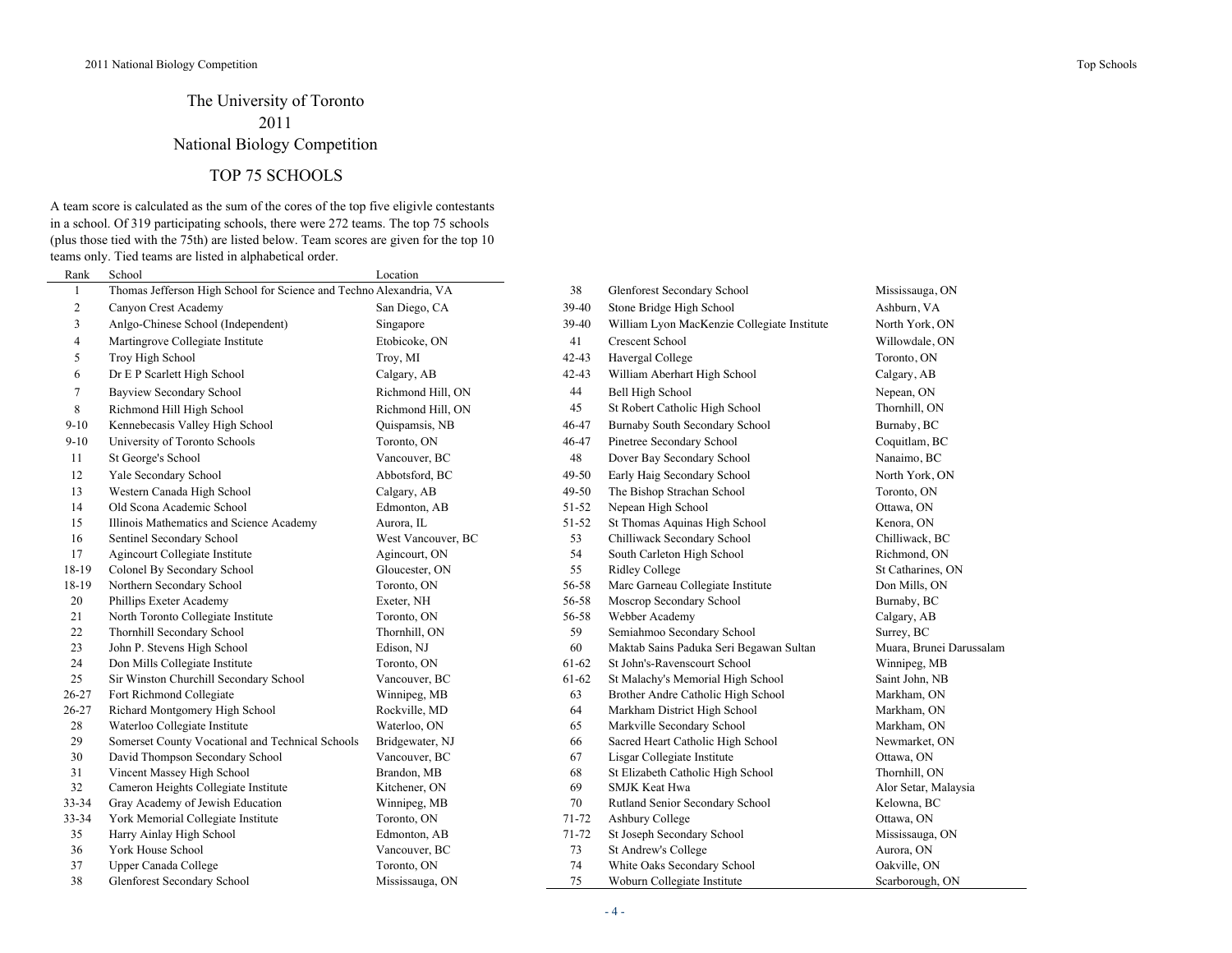# The University of Toronto
# 2011
# National Biology Competition

## TOP 75 SCHOOLS

A team score is calculated as the sum of the cores of the top five eligivle contestants in a school. Of 319 participating schools, there were 272 teams. The top 75 schools (plus those tied with the 75th) are listed below. Team scores are given for the top 10 teams only. Tied teams are listed in alphabetical order.

| Rank | School | Location |
|---|---|---|
| 1 | Thomas Jefferson High School for Science and Techno | Alexandria, VA |
| 2 | Canyon Crest Academy | San Diego, CA |
| 3 | Anlgo-Chinese School (Independent) | Singapore |
| 4 | Martingrove Collegiate Institute | Etobicoke, ON |
| 5 | Troy High School | Troy, MI |
| 6 | Dr E P Scarlett High School | Calgary, AB |
| 7 | Bayview Secondary School | Richmond Hill, ON |
| 8 | Richmond Hill High School | Richmond Hill, ON |
| 9-10 | Kennebecasis Valley High School | Quispamsis, NB |
| 9-10 | University of Toronto Schools | Toronto, ON |
| 11 | St George's School | Vancouver, BC |
| 12 | Yale Secondary School | Abbotsford, BC |
| 13 | Western Canada High School | Calgary, AB |
| 14 | Old Scona Academic School | Edmonton, AB |
| 15 | Illinois Mathematics and Science Academy | Aurora, IL |
| 16 | Sentinel Secondary School | West Vancouver, BC |
| 17 | Agincourt Collegiate Institute | Agincourt, ON |
| 18-19 | Colonel By Secondary School | Gloucester, ON |
| 18-19 | Northern Secondary School | Toronto, ON |
| 20 | Phillips Exeter Academy | Exeter, NH |
| 21 | North Toronto Collegiate Institute | Toronto, ON |
| 22 | Thornhill Secondary School | Thornhill, ON |
| 23 | John P. Stevens High School | Edison, NJ |
| 24 | Don Mills Collegiate Institute | Toronto, ON |
| 25 | Sir Winston Churchill Secondary School | Vancouver, BC |
| 26-27 | Fort Richmond Collegiate | Winnipeg, MB |
| 26-27 | Richard Montgomery High School | Rockville, MD |
| 28 | Waterloo Collegiate Institute | Waterloo, ON |
| 29 | Somerset County Vocational and Technical Schools | Bridgewater, NJ |
| 30 | David Thompson Secondary School | Vancouver, BC |
| 31 | Vincent Massey High School | Brandon, MB |
| 32 | Cameron Heights Collegiate Institute | Kitchener, ON |
| 33-34 | Gray Academy of Jewish Education | Winnipeg, MB |
| 33-34 | York Memorial Collegiate Institute | Toronto, ON |
| 35 | Harry Ainlay High School | Edmonton, AB |
| 36 | York House School | Vancouver, BC |
| 37 | Upper Canada College | Toronto, ON |
| 38 | Glenforest Secondary School | Mississauga, ON |
| 39-40 | Stone Bridge High School | Ashburn, VA |
| 39-40 | William Lyon MacKenzie Collegiate Institute | North York, ON |
| 41 | Crescent School | Willowdale, ON |
| 42-43 | Havergal College | Toronto, ON |
| 42-43 | William Aberhart High School | Calgary, AB |
| 44 | Bell High School | Nepean, ON |
| 45 | St Robert Catholic High School | Thornhill, ON |
| 46-47 | Burnaby South Secondary School | Burnaby, BC |
| 46-47 | Pinetree Secondary School | Coquitlam, BC |
| 48 | Dover Bay Secondary School | Nanaimo, BC |
| 49-50 | Early Haig Secondary School | North York, ON |
| 49-50 | The Bishop Strachan School | Toronto, ON |
| 51-52 | Nepean High School | Ottawa, ON |
| 51-52 | St Thomas Aquinas High School | Kenora, ON |
| 53 | Chilliwack Secondary School | Chilliwack, BC |
| 54 | South Carleton High School | Richmond, ON |
| 55 | Ridley College | St Catharines, ON |
| 56-58 | Marc Garneau Collegiate Institute | Don Mills, ON |
| 56-58 | Moscrop Secondary School | Burnaby, BC |
| 56-58 | Webber Academy | Calgary, AB |
| 59 | Semiahmoo Secondary School | Surrey, BC |
| 60 | Maktab Sains Paduka Seri Begawan Sultan | Muara, Brunei Darussalam |
| 61-62 | St John's-Ravenscourt School | Winnipeg, MB |
| 61-62 | St Malachy's Memorial High School | Saint John, NB |
| 63 | Brother Andre Catholic High School | Markham, ON |
| 64 | Markham District High School | Markham, ON |
| 65 | Markville Secondary School | Markham, ON |
| 66 | Sacred Heart Catholic High School | Newmarket, ON |
| 67 | Lisgar Collegiate Institute | Ottawa, ON |
| 68 | St Elizabeth Catholic High School | Thornhill, ON |
| 69 | SMJK Keat Hwa | Alor Setar, Malaysia |
| 70 | Rutland Senior Secondary School | Kelowna, BC |
| 71-72 | Ashbury College | Ottawa, ON |
| 71-72 | St Joseph Secondary School | Mississauga, ON |
| 73 | St Andrew's College | Aurora, ON |
| 74 | White Oaks Secondary School | Oakville, ON |
| 75 | Woburn Collegiate Institute | Scarborough, ON |